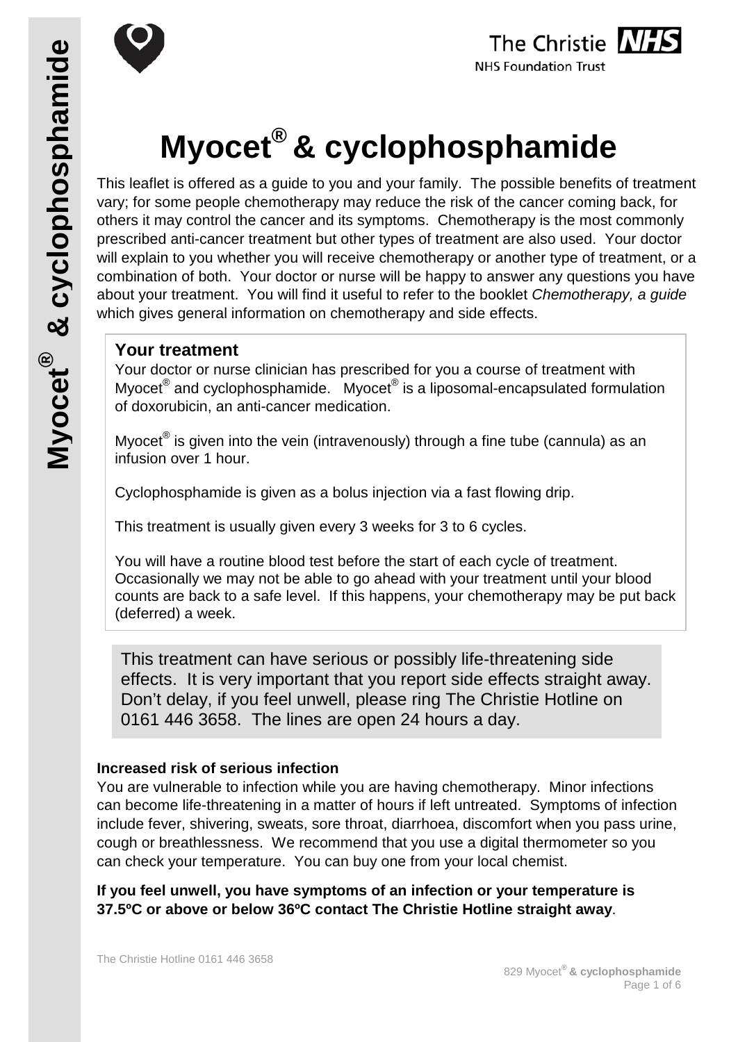# Myocet® & cyclophosphamide

This leaflet is offered as a guide to you and your family. The possible benefits of treatment vary; for some people chemotherapy may reduce the risk of the cancer coming back, for others it may control the cancer and its symptoms. Chemotherapy is the most commonly prescribed anti-cancer treatment but other types of treatment are also used. Your doctor will explain to you whether you will receive chemotherapy or another type of treatment, or a combination of both. Your doctor or nurse will be happy to answer any questions you have about your treatment. You will find it useful to refer to the booklet *Chemotherapy, a guide* which gives general information on chemotherapy and side effects.

## Your treatment

Your doctor or nurse clinician has prescribed for you a course of treatment with Myocet® and cyclophosphamide. Myocet® is a liposomal-encapsulated formulation of doxorubicin, an anti-cancer medication.

Myocet® is given into the vein (intravenously) through a fine tube (cannula) as an infusion over 1 hour.

Cyclophosphamide is given as a bolus injection via a fast flowing drip.

This treatment is usually given every 3 weeks for 3 to 6 cycles.

You will have a routine blood test before the start of each cycle of treatment. Occasionally we may not be able to go ahead with your treatment until your blood counts are back to a safe level. If this happens, your chemotherapy may be put back (deferred) a week.

This treatment can have serious or possibly life-threatening side effects. It is very important that you report side effects straight away. Don't delay, if you feel unwell, please ring The Christie Hotline on 0161 446 3658. The lines are open 24 hours a day.

### Increased risk of serious infection

You are vulnerable to infection while you are having chemotherapy. Minor infections can become life-threatening in a matter of hours if left untreated. Symptoms of infection include fever, shivering, sweats, sore throat, diarrhoea, discomfort when you pass urine, cough or breathlessness. We recommend that you use a digital thermometer so you can check your temperature. You can buy one from your local chemist.

**If you feel unwell, you have symptoms of an infection or your temperature is 37.5ºC or above or below 36ºC contact The Christie Hotline straight away**.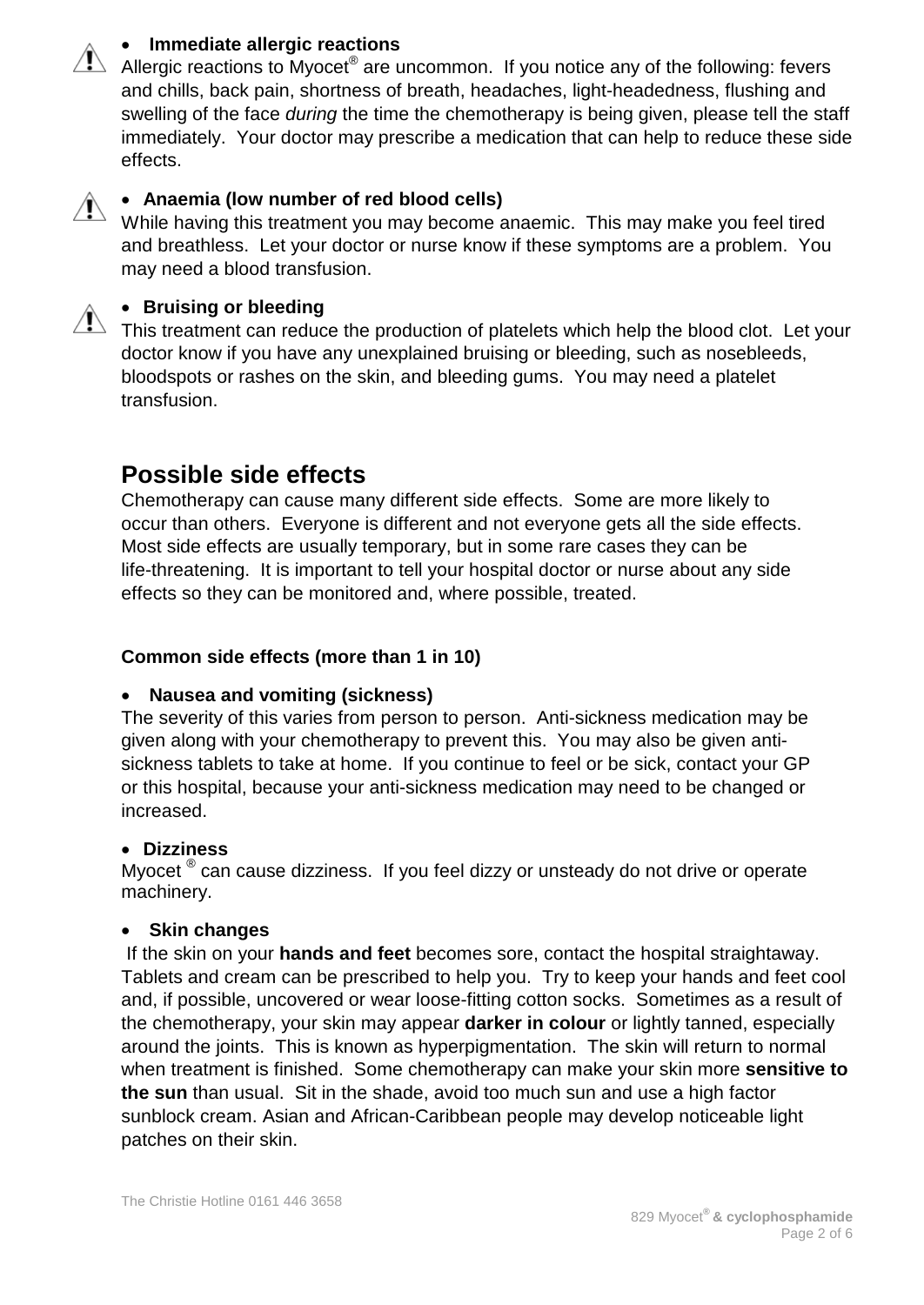- **Immediate allergic reactions**

Allergic reactions to Myocet® are uncommon. If you notice any of the following: fevers and chills, back pain, shortness of breath, headaches, light-headedness, flushing and swelling of the face *during* the time the chemotherapy is being given, please tell the staff immediately. Your doctor may prescribe a medication that can help to reduce these side effects.

- **Anaemia (low number of red blood cells)**

While having this treatment you may become anaemic. This may make you feel tired and breathless. Let your doctor or nurse know if these symptoms are a problem. You may need a blood transfusion.

- **Bruising or bleeding**

This treatment can reduce the production of platelets which help the blood clot. Let your doctor know if you have any unexplained bruising or bleeding, such as nosebleeds, bloodspots or rashes on the skin, and bleeding gums. You may need a platelet transfusion.

## Possible side effects

Chemotherapy can cause many different side effects. Some are more likely to occur than others. Everyone is different and not everyone gets all the side effects. Most side effects are usually temporary, but in some rare cases they can be life-threatening. It is important to tell your hospital doctor or nurse about any side effects so they can be monitored and, where possible, treated.

### Common side effects (more than 1 in 10)

- **Nausea and vomiting (sickness)**

The severity of this varies from person to person. Anti-sickness medication may be given along with your chemotherapy to prevent this. You may also be given anti-sickness tablets to take at home. If you continue to feel or be sick, contact your GP or this hospital, because your anti-sickness medication may need to be changed or increased.

- **Dizziness**

Myocet ® can cause dizziness. If you feel dizzy or unsteady do not drive or operate machinery.

- **Skin changes**

If the skin on your **hands and feet** becomes sore, contact the hospital straightaway. Tablets and cream can be prescribed to help you. Try to keep your hands and feet cool and, if possible, uncovered or wear loose-fitting cotton socks. Sometimes as a result of the chemotherapy, your skin may appear **darker in colour** or lightly tanned, especially around the joints. This is known as hyperpigmentation. The skin will return to normal when treatment is finished. Some chemotherapy can make your skin more **sensitive to the sun** than usual. Sit in the shade, avoid too much sun and use a high factor sunblock cream. Asian and African-Caribbean people may develop noticeable light patches on their skin.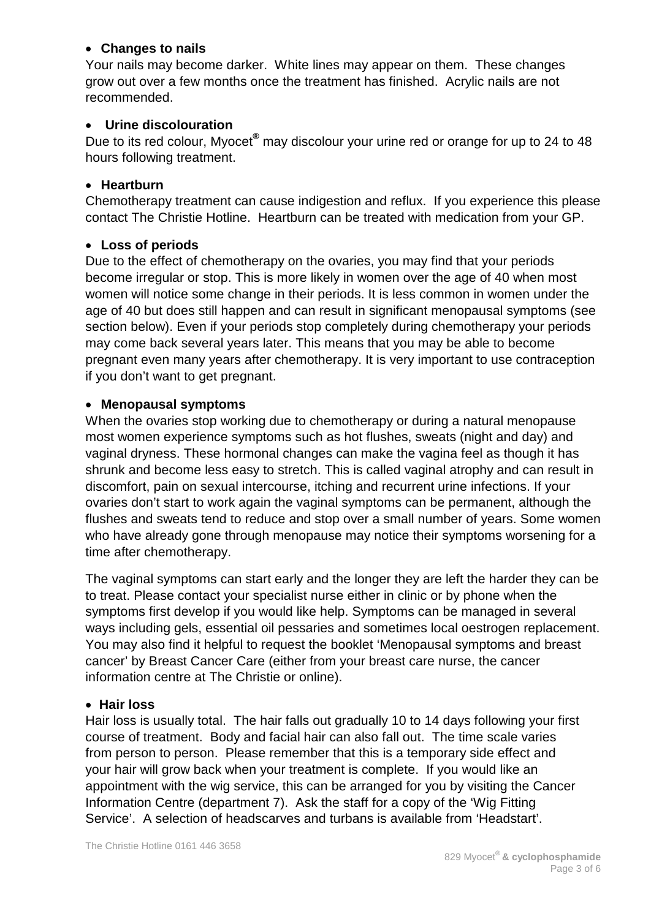- **Changes to nails**

Your nails may become darker. White lines may appear on them. These changes grow out over a few months once the treatment has finished. Acrylic nails are not recommended.

- **Urine discolouration**

Due to its red colour, Myocet® may discolour your urine red or orange for up to 24 to 48 hours following treatment.

- **Heartburn**

Chemotherapy treatment can cause indigestion and reflux. If you experience this please contact The Christie Hotline. Heartburn can be treated with medication from your GP.

- **Loss of periods**

Due to the effect of chemotherapy on the ovaries, you may find that your periods become irregular or stop. This is more likely in women over the age of 40 when most women will notice some change in their periods. It is less common in women under the age of 40 but does still happen and can result in significant menopausal symptoms (see section below). Even if your periods stop completely during chemotherapy your periods may come back several years later. This means that you may be able to become pregnant even many years after chemotherapy. It is very important to use contraception if you don't want to get pregnant.

- **Menopausal symptoms**

When the ovaries stop working due to chemotherapy or during a natural menopause most women experience symptoms such as hot flushes, sweats (night and day) and vaginal dryness. These hormonal changes can make the vagina feel as though it has shrunk and become less easy to stretch. This is called vaginal atrophy and can result in discomfort, pain on sexual intercourse, itching and recurrent urine infections. If your ovaries don't start to work again the vaginal symptoms can be permanent, although the flushes and sweats tend to reduce and stop over a small number of years. Some women who have already gone through menopause may notice their symptoms worsening for a time after chemotherapy.

The vaginal symptoms can start early and the longer they are left the harder they can be to treat. Please contact your specialist nurse either in clinic or by phone when the symptoms first develop if you would like help. Symptoms can be managed in several ways including gels, essential oil pessaries and sometimes local oestrogen replacement. You may also find it helpful to request the booklet 'Menopausal symptoms and breast cancer' by Breast Cancer Care (either from your breast care nurse, the cancer information centre at The Christie or online).

- **Hair loss**

Hair loss is usually total. The hair falls out gradually 10 to 14 days following your first course of treatment. Body and facial hair can also fall out. The time scale varies from person to person. Please remember that this is a temporary side effect and your hair will grow back when your treatment is complete. If you would like an appointment with the wig service, this can be arranged for you by visiting the Cancer Information Centre (department 7). Ask the staff for a copy of the 'Wig Fitting Service'. A selection of headscarves and turbans is available from 'Headstart'.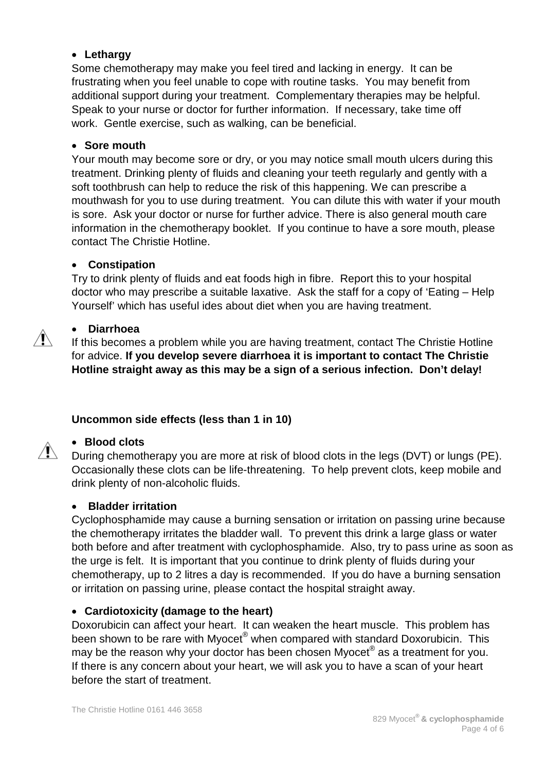- **Lethargy**

Some chemotherapy may make you feel tired and lacking in energy. It can be frustrating when you feel unable to cope with routine tasks. You may benefit from additional support during your treatment. Complementary therapies may be helpful. Speak to your nurse or doctor for further information. If necessary, take time off work. Gentle exercise, such as walking, can be beneficial.

- **Sore mouth**

Your mouth may become sore or dry, or you may notice small mouth ulcers during this treatment. Drinking plenty of fluids and cleaning your teeth regularly and gently with a soft toothbrush can help to reduce the risk of this happening. We can prescribe a mouthwash for you to use during treatment. You can dilute this with water if your mouth is sore. Ask your doctor or nurse for further advice. There is also general mouth care information in the chemotherapy booklet. If you continue to have a sore mouth, please contact The Christie Hotline.

- **Constipation**

Try to drink plenty of fluids and eat foods high in fibre. Report this to your hospital doctor who may prescribe a suitable laxative. Ask the staff for a copy of 'Eating – Help Yourself' which has useful ides about diet when you are having treatment.

- **Diarrhoea**

If this becomes a problem while you are having treatment, contact The Christie Hotline for advice. **If you develop severe diarrhoea it is important to contact The Christie Hotline straight away as this may be a sign of a serious infection. Don't delay!**

**Uncommon side effects (less than 1 in 10)**

- **Blood clots**

During chemotherapy you are more at risk of blood clots in the legs (DVT) or lungs (PE). Occasionally these clots can be life-threatening. To help prevent clots, keep mobile and drink plenty of non-alcoholic fluids.

- **Bladder irritation**

Cyclophosphamide may cause a burning sensation or irritation on passing urine because the chemotherapy irritates the bladder wall. To prevent this drink a large glass or water both before and after treatment with cyclophosphamide. Also, try to pass urine as soon as the urge is felt. It is important that you continue to drink plenty of fluids during your chemotherapy, up to 2 litres a day is recommended. If you do have a burning sensation or irritation on passing urine, please contact the hospital straight away.

- **Cardiotoxicity (damage to the heart)**

Doxorubicin can affect your heart. It can weaken the heart muscle. This problem has been shown to be rare with Myocet® when compared with standard Doxorubicin. This may be the reason why your doctor has been chosen Myocet® as a treatment for you. If there is any concern about your heart, we will ask you to have a scan of your heart before the start of treatment.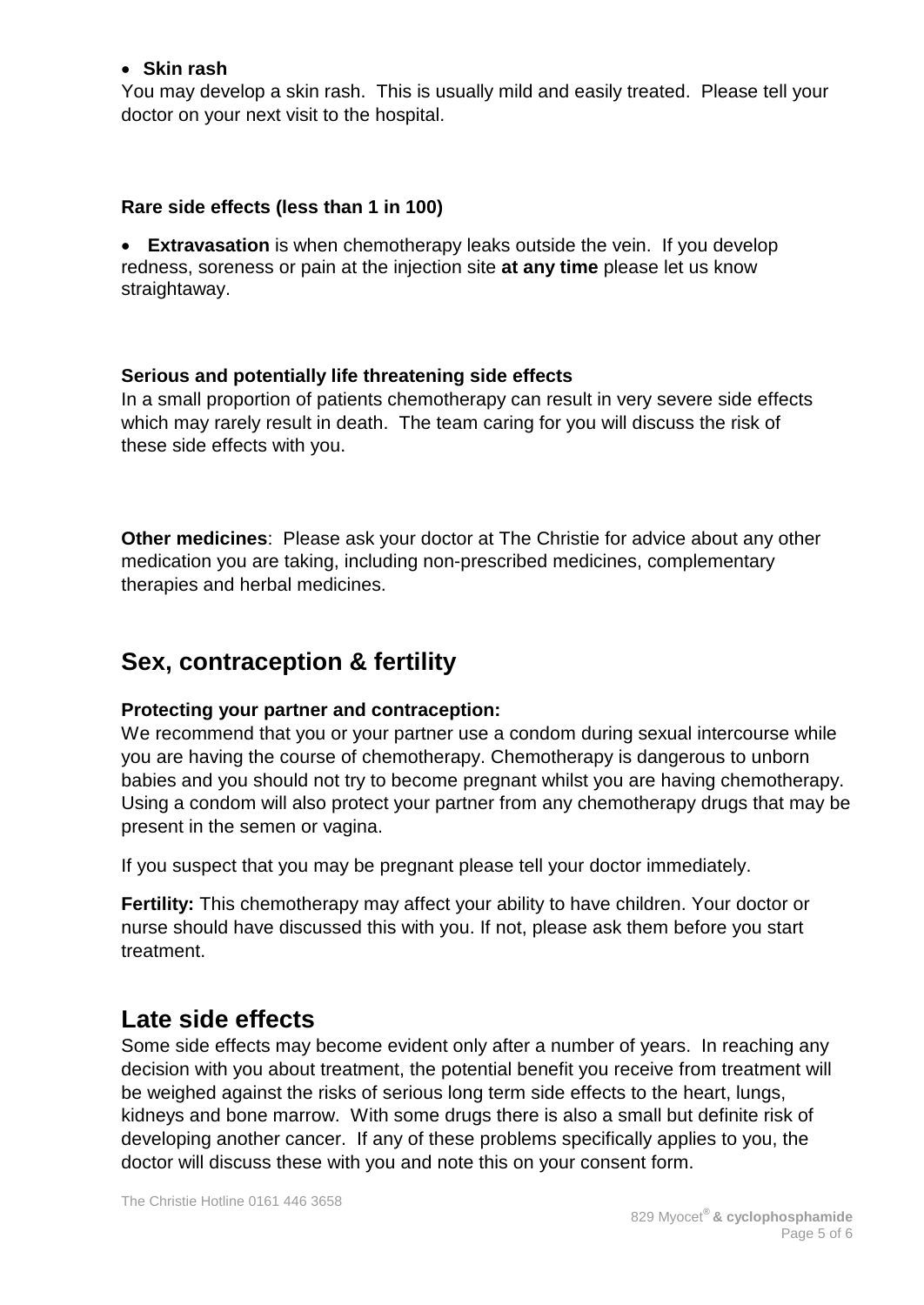- **Skin rash**

You may develop a skin rash. This is usually mild and easily treated. Please tell your doctor on your next visit to the hospital.

### Rare side effects (less than 1 in 100)

- **Extravasation** is when chemotherapy leaks outside the vein. If you develop redness, soreness or pain at the injection site **at any time** please let us know straightaway.

### Serious and potentially life threatening side effects

In a small proportion of patients chemotherapy can result in very severe side effects which may rarely result in death. The team caring for you will discuss the risk of these side effects with you.

**Other medicines**: Please ask your doctor at The Christie for advice about any other medication you are taking, including non-prescribed medicines, complementary therapies and herbal medicines.

## Sex, contraception & fertility

**Protecting your partner and contraception:**
We recommend that you or your partner use a condom during sexual intercourse while you are having the course of chemotherapy. Chemotherapy is dangerous to unborn babies and you should not try to become pregnant whilst you are having chemotherapy. Using a condom will also protect your partner from any chemotherapy drugs that may be present in the semen or vagina.

If you suspect that you may be pregnant please tell your doctor immediately.

**Fertility:** This chemotherapy may affect your ability to have children. Your doctor or nurse should have discussed this with you. If not, please ask them before you start treatment.

## Late side effects

Some side effects may become evident only after a number of years. In reaching any decision with you about treatment, the potential benefit you receive from treatment will be weighed against the risks of serious long term side effects to the heart, lungs, kidneys and bone marrow. With some drugs there is also a small but definite risk of developing another cancer. If any of these problems specifically applies to you, the doctor will discuss these with you and note this on your consent form.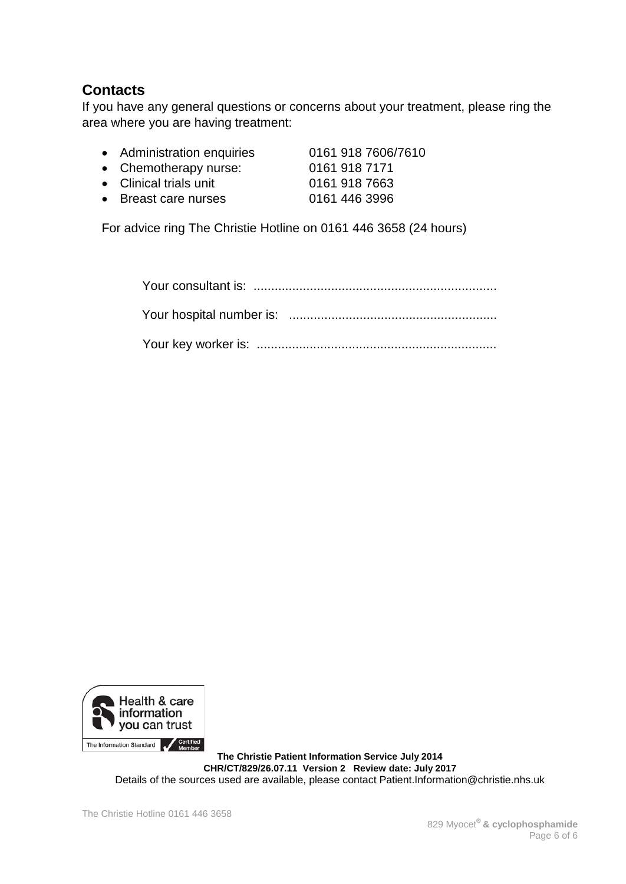## Contacts

If you have any general questions or concerns about your treatment, please ring the area where you are having treatment:

- Administration enquiries 0161 918 7606/7610
- Chemotherapy nurse: 0161 918 7171
- Clinical trials unit 0161 918 7663
- Breast care nurses 0161 446 3996

For advice ring The Christie Hotline on 0161 446 3658 (24 hours)

Your consultant is: ....................................................................

Your hospital number is: ..........................................................

Your key worker is: ...................................................................

Health & care information you can trust

The Information Standard Certified Member

**The Christie Patient Information Service July 2014**
**CHR/CT/829/26.07.11 Version 2 Review date: July 2017**
Details of the sources used are available, please contact Patient.Information@christie.nhs.uk